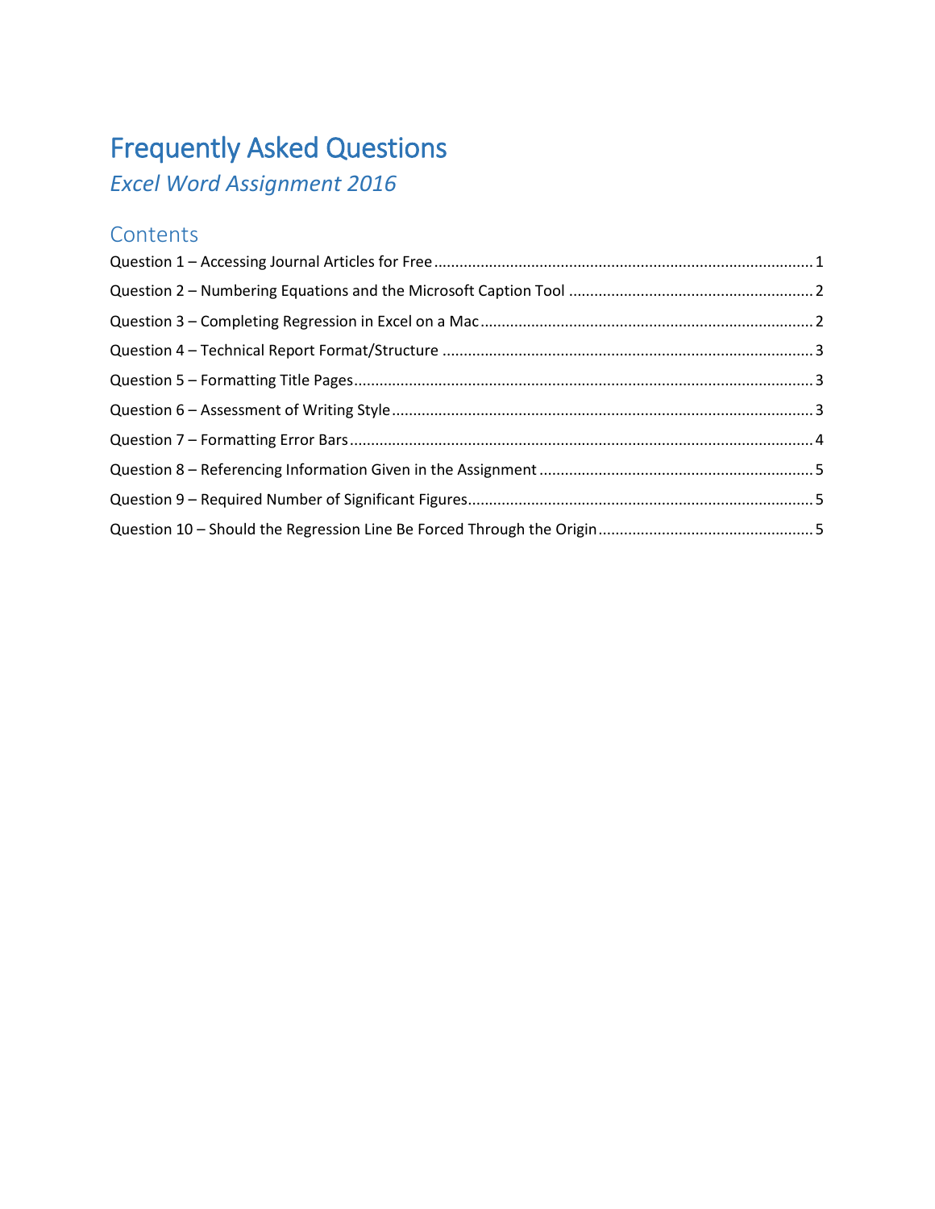# Frequently Asked Questions

*Excel Word Assignment 2016*

## Contents

Question 1 – Accessing Journal Articles for Free ........ 1
Question 2 – Numbering Equations and the Microsoft Caption Tool ........ 2
Question 3 – Completing Regression in Excel on a Mac ........ 2
Question 4 – Technical Report Format/Structure ........ 3
Question 5 – Formatting Title Pages ........ 3
Question 6 – Assessment of Writing Style ........ 3
Question 7 – Formatting Error Bars ........ 4
Question 8 – Referencing Information Given in the Assignment ........ 5
Question 9 – Required Number of Significant Figures ........ 5
Question 10 – Should the Regression Line Be Forced Through the Origin ........ 5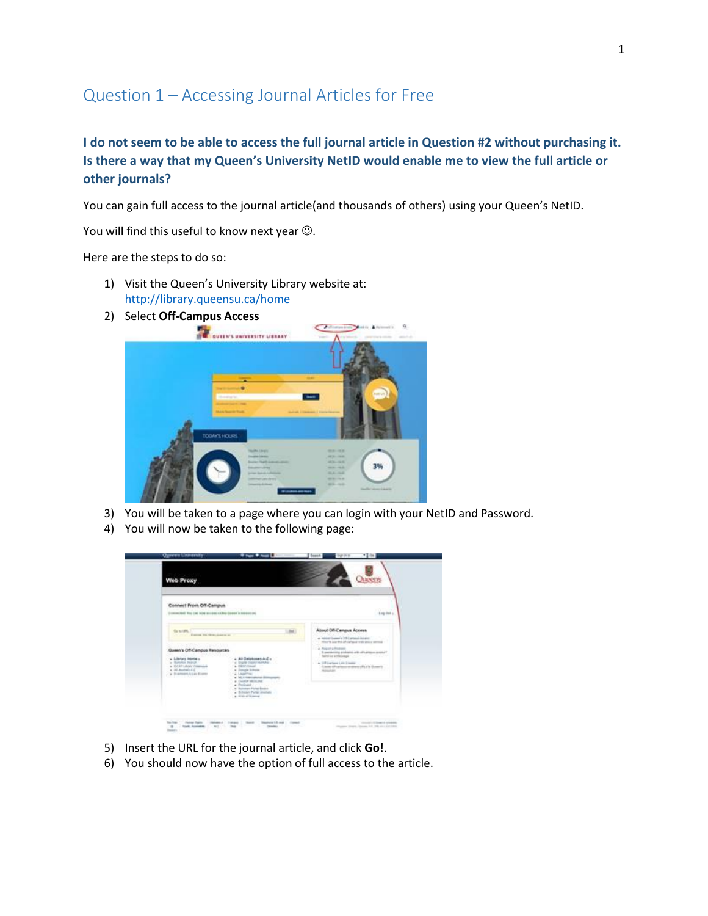# Question 1 – Accessing Journal Articles for Free

**I do not seem to be able to access the full journal article in Question #2 without purchasing it. Is there a way that my Queen's University NetID would enable me to view the full article or other journals?**

You can gain full access to the journal article(and thousands of others) using your Queen's NetID.

You will find this useful to know next year ☺.

Here are the steps to do so:

1) Visit the Queen's University Library website at: http://library.queensu.ca/home
2) Select **Off-Campus Access**
3) You will be taken to a page where you can login with your NetID and Password.
4) You will now be taken to the following page:
5) Insert the URL for the journal article, and click **Go!**.
6) You should now have the option of full access to the article.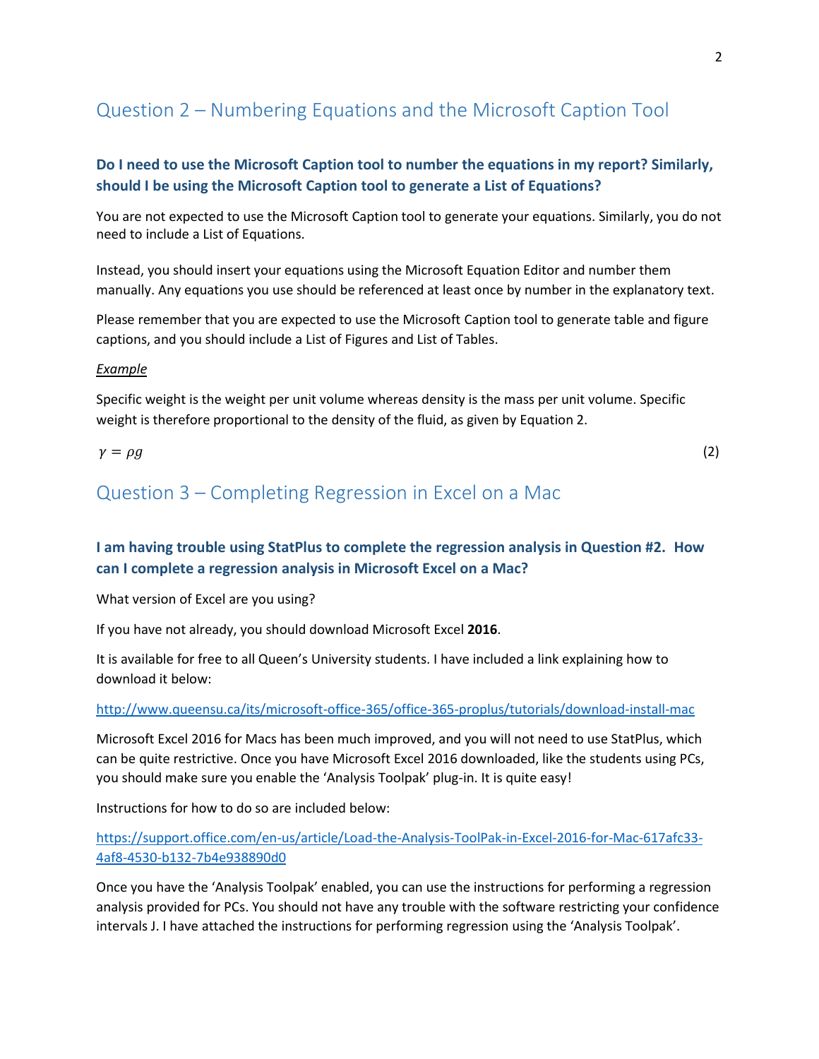## Question 2 – Numbering Equations and the Microsoft Caption Tool

### Do I need to use the Microsoft Caption tool to number the equations in my report? Similarly, should I be using the Microsoft Caption tool to generate a List of Equations?

You are not expected to use the Microsoft Caption tool to generate your equations. Similarly, you do not need to include a List of Equations.

Instead, you should insert your equations using the Microsoft Equation Editor and number them manually. Any equations you use should be referenced at least once by number in the explanatory text.

Please remember that you are expected to use the Microsoft Caption tool to generate table and figure captions, and you should include a List of Figures and List of Tables.

*Example*

Specific weight is the weight per unit volume whereas density is the mass per unit volume. Specific weight is therefore proportional to the density of the fluid, as given by Equation 2.

$$\gamma = \rho g \qquad (2)$$

## Question 3 – Completing Regression in Excel on a Mac

### I am having trouble using StatPlus to complete the regression analysis in Question #2. How can I complete a regression analysis in Microsoft Excel on a Mac?

What version of Excel are you using?

If you have not already, you should download Microsoft Excel **2016**.

It is available for free to all Queen's University students. I have included a link explaining how to download it below:

http://www.queensu.ca/its/microsoft-office-365/office-365-proplus/tutorials/download-install-mac

Microsoft Excel 2016 for Macs has been much improved, and you will not need to use StatPlus, which can be quite restrictive. Once you have Microsoft Excel 2016 downloaded, like the students using PCs, you should make sure you enable the 'Analysis Toolpak' plug-in. It is quite easy!

Instructions for how to do so are included below:

https://support.office.com/en-us/article/Load-the-Analysis-ToolPak-in-Excel-2016-for-Mac-617afc33-4af8-4530-b132-7b4e938890d0

Once you have the 'Analysis Toolpak' enabled, you can use the instructions for performing a regression analysis provided for PCs. You should not have any trouble with the software restricting your confidence intervals J. I have attached the instructions for performing regression using the 'Analysis Toolpak'.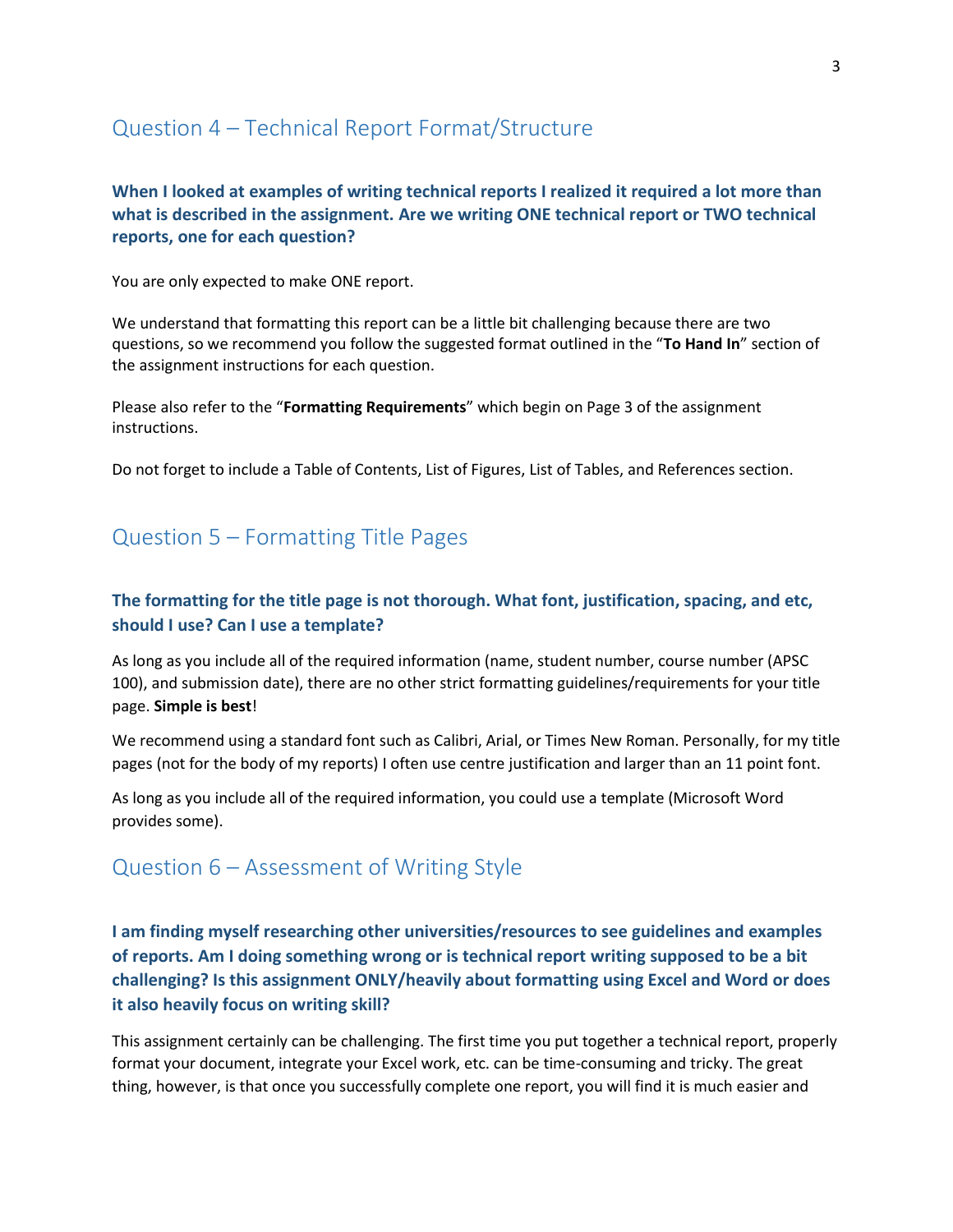## Question 4 – Technical Report Format/Structure

### When I looked at examples of writing technical reports I realized it required a lot more than what is described in the assignment. Are we writing ONE technical report or TWO technical reports, one for each question?

You are only expected to make ONE report.

We understand that formatting this report can be a little bit challenging because there are two questions, so we recommend you follow the suggested format outlined in the "**To Hand In**" section of the assignment instructions for each question.

Please also refer to the "**Formatting Requirements**" which begin on Page 3 of the assignment instructions.

Do not forget to include a Table of Contents, List of Figures, List of Tables, and References section.

## Question 5 – Formatting Title Pages

### The formatting for the title page is not thorough. What font, justification, spacing, and etc, should I use? Can I use a template?

As long as you include all of the required information (name, student number, course number (APSC 100), and submission date), there are no other strict formatting guidelines/requirements for your title page. **Simple is best**!

We recommend using a standard font such as Calibri, Arial, or Times New Roman. Personally, for my title pages (not for the body of my reports) I often use centre justification and larger than an 11 point font.

As long as you include all of the required information, you could use a template (Microsoft Word provides some).

## Question 6 – Assessment of Writing Style

### I am finding myself researching other universities/resources to see guidelines and examples of reports. Am I doing something wrong or is technical report writing supposed to be a bit challenging? Is this assignment ONLY/heavily about formatting using Excel and Word or does it also heavily focus on writing skill?

This assignment certainly can be challenging. The first time you put together a technical report, properly format your document, integrate your Excel work, etc. can be time-consuming and tricky. The great thing, however, is that once you successfully complete one report, you will find it is much easier and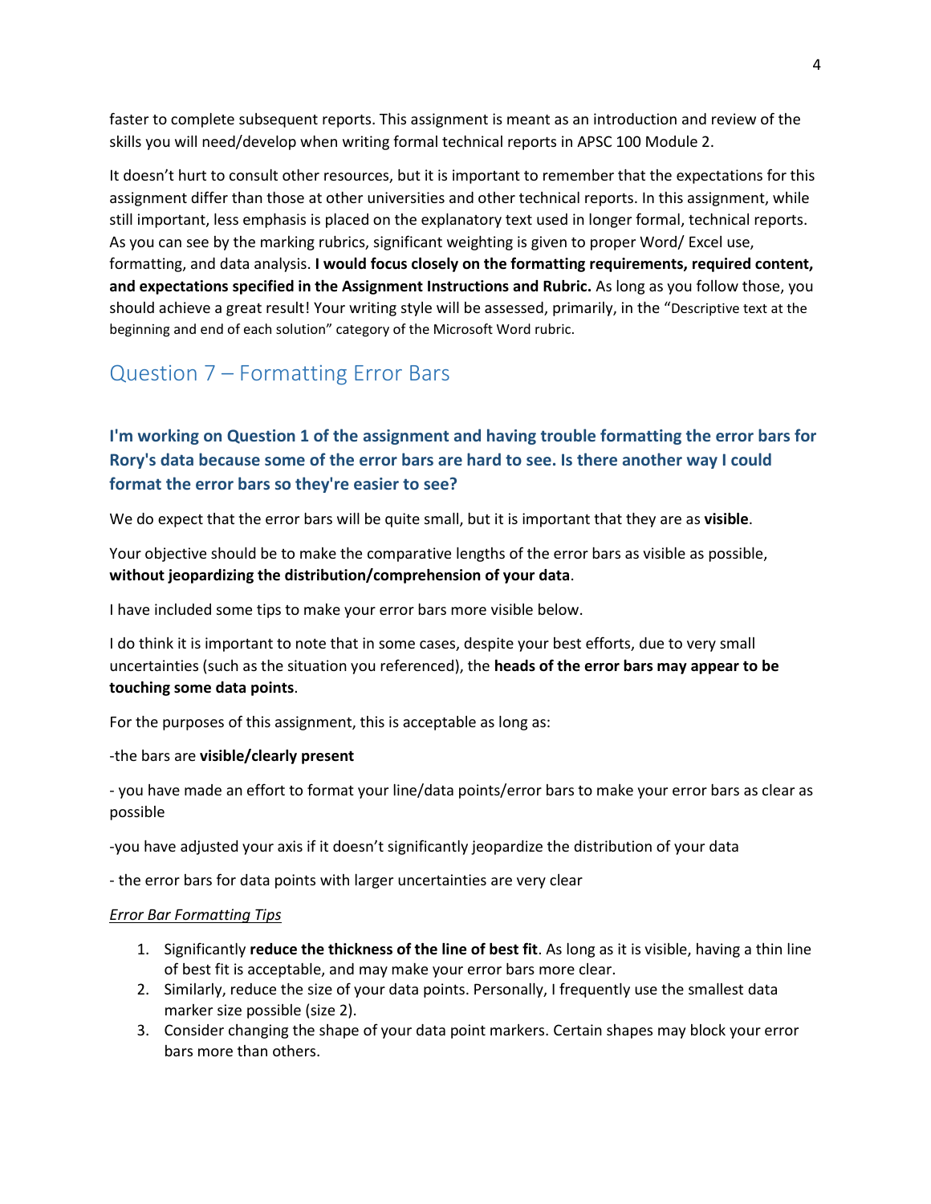faster to complete subsequent reports. This assignment is meant as an introduction and review of the skills you will need/develop when writing formal technical reports in APSC 100 Module 2.

It doesn't hurt to consult other resources, but it is important to remember that the expectations for this assignment differ than those at other universities and other technical reports. In this assignment, while still important, less emphasis is placed on the explanatory text used in longer formal, technical reports. As you can see by the marking rubrics, significant weighting is given to proper Word/ Excel use, formatting, and data analysis. **I would focus closely on the formatting requirements, required content, and expectations specified in the Assignment Instructions and Rubric.** As long as you follow those, you should achieve a great result! Your writing style will be assessed, primarily, in the "Descriptive text at the beginning and end of each solution" category of the Microsoft Word rubric.

## Question 7 – Formatting Error Bars

### I'm working on Question 1 of the assignment and having trouble formatting the error bars for Rory's data because some of the error bars are hard to see. Is there another way I could format the error bars so they're easier to see?

We do expect that the error bars will be quite small, but it is important that they are as **visible**.

Your objective should be to make the comparative lengths of the error bars as visible as possible, **without jeopardizing the distribution/comprehension of your data**.

I have included some tips to make your error bars more visible below.

I do think it is important to note that in some cases, despite your best efforts, due to very small uncertainties (such as the situation you referenced), the **heads of the error bars may appear to be touching some data points**.

For the purposes of this assignment, this is acceptable as long as:

-the bars are **visible/clearly present**

- you have made an effort to format your line/data points/error bars to make your error bars as clear as possible

-you have adjusted your axis if it doesn't significantly jeopardize the distribution of your data

- the error bars for data points with larger uncertainties are very clear

*Error Bar Formatting Tips*

1. Significantly **reduce the thickness of the line of best fit**. As long as it is visible, having a thin line of best fit is acceptable, and may make your error bars more clear.
2. Similarly, reduce the size of your data points. Personally, I frequently use the smallest data marker size possible (size 2).
3. Consider changing the shape of your data point markers. Certain shapes may block your error bars more than others.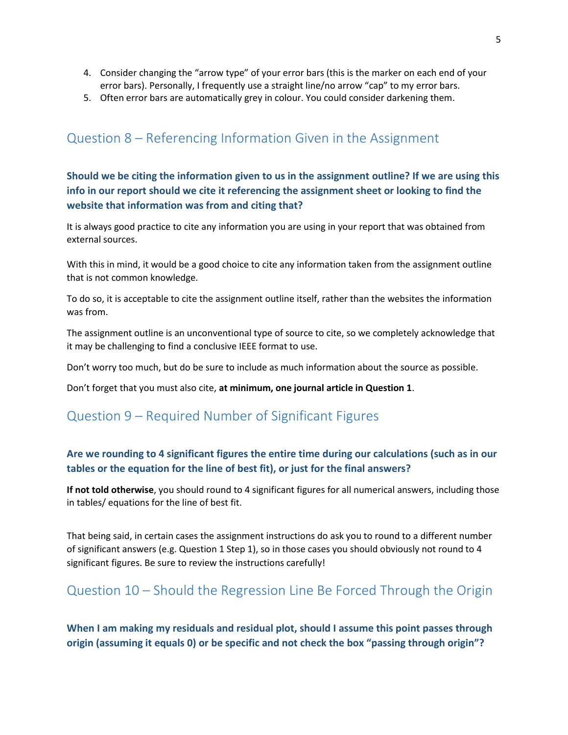4. Consider changing the "arrow type" of your error bars (this is the marker on each end of your error bars). Personally, I frequently use a straight line/no arrow "cap" to my error bars.
5. Often error bars are automatically grey in colour. You could consider darkening them.

## Question 8 – Referencing Information Given in the Assignment

**Should we be citing the information given to us in the assignment outline? If we are using this info in our report should we cite it referencing the assignment sheet or looking to find the website that information was from and citing that?**

It is always good practice to cite any information you are using in your report that was obtained from external sources.

With this in mind, it would be a good choice to cite any information taken from the assignment outline that is not common knowledge.

To do so, it is acceptable to cite the assignment outline itself, rather than the websites the information was from.

The assignment outline is an unconventional type of source to cite, so we completely acknowledge that it may be challenging to find a conclusive IEEE format to use.

Don't worry too much, but do be sure to include as much information about the source as possible.

Don't forget that you must also cite, **at minimum, one journal article in Question 1**.

## Question 9 – Required Number of Significant Figures

**Are we rounding to 4 significant figures the entire time during our calculations (such as in our tables or the equation for the line of best fit), or just for the final answers?**

**If not told otherwise**, you should round to 4 significant figures for all numerical answers, including those in tables/ equations for the line of best fit.

That being said, in certain cases the assignment instructions do ask you to round to a different number of significant answers (e.g. Question 1 Step 1), so in those cases you should obviously not round to 4 significant figures. Be sure to review the instructions carefully!

## Question 10 – Should the Regression Line Be Forced Through the Origin

**When I am making my residuals and residual plot, should I assume this point passes through origin (assuming it equals 0) or be specific and not check the box "passing through origin"?**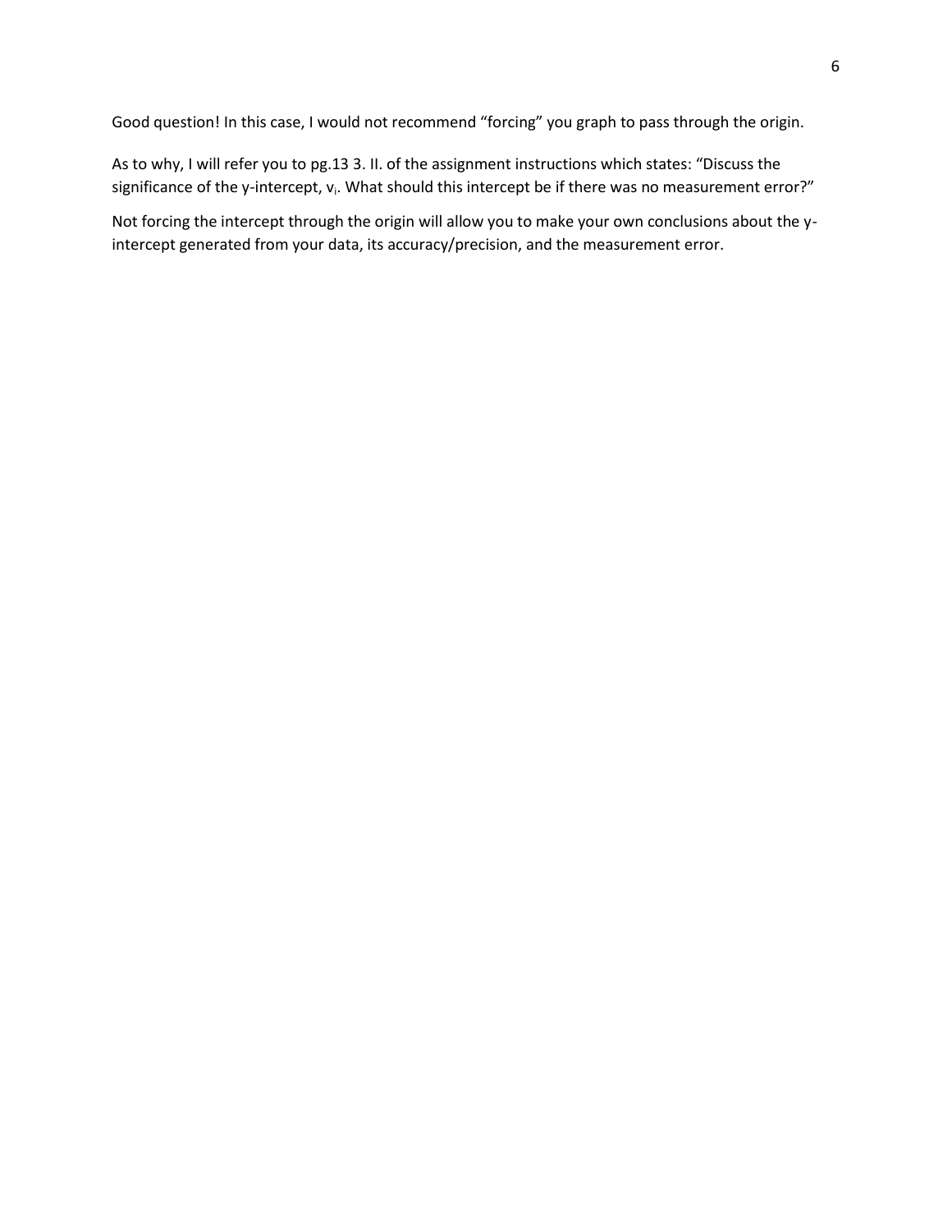Good question! In this case, I would not recommend "forcing" you graph to pass through the origin.

As to why, I will refer you to pg.13 3. II. of the assignment instructions which states: "Discuss the significance of the y-intercept, $v_i$. What should this intercept be if there was no measurement error?"

Not forcing the intercept through the origin will allow you to make your own conclusions about the y-intercept generated from your data, its accuracy/precision, and the measurement error.